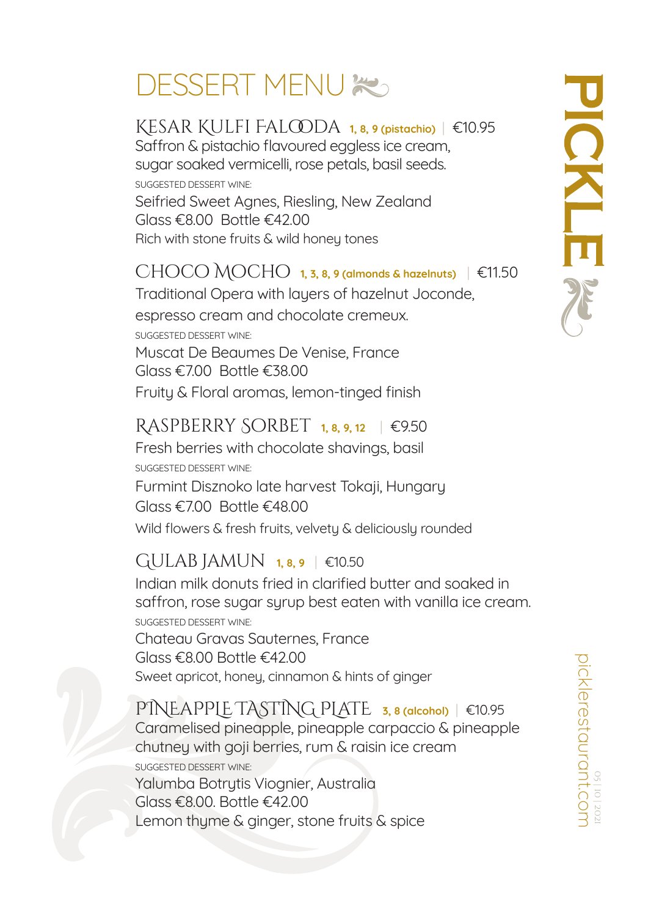# DESSERT MENU

## KESAR KULFI FALOODA 1, 8, 9 (pistachio) | €10.95

Saffron & pistachio flavoured eggless ice cream, sugar soaked vermicelli, rose petals, basil seeds.

SUGGESTED DESSERT WINE:

Seifried Sweet Agnes, Riesling, New Zealand
Glass €8.00 Bottle €42.00
Rich with stone fruits & wild honey tones

## CHOCO MOCHO 1, 3, 8, 9 (almonds & hazelnuts) | €11.50

Traditional Opera with layers of hazelnut Joconde, espresso cream and chocolate cremeux.

SUGGESTED DESSERT WINE:

Muscat De Beaumes De Venise, France
Glass €7.00 Bottle €38.00
Fruity & Floral aromas, lemon-tinged finish

## RASPBERRY SORBET 1, 8, 9, 12 | €9.50

Fresh berries with chocolate shavings, basil

SUGGESTED DESSERT WINE:

Furmint Disznoko late harvest Tokaji, Hungary
Glass €7.00 Bottle €48.00
Wild flowers & fresh fruits, velvety & deliciously rounded

## GULAB JAMUN 1, 8, 9 | €10.50

Indian milk donuts fried in clarified butter and soaked in saffron, rose sugar syrup best eaten with vanilla ice cream.

SUGGESTED DESSERT WINE:

Chateau Gravas Sauternes, France
Glass €8.00 Bottle €42.00
Sweet apricot, honey, cinnamon & hints of ginger

## PINEAPPLE TASTING PLATE 3, 8 (alcohol) | €10.95

Caramelised pineapple, pineapple carpaccio & pineapple chutney with goji berries, rum & raisin ice cream

SUGGESTED DESSERT WINE:

Yalumba Botrytis Viognier, Australia
Glass €8.00. Bottle €42.00
Lemon thyme & ginger, stone fruits & spice

PICKLE

picklerestaurant.com

05 | 10 | 2021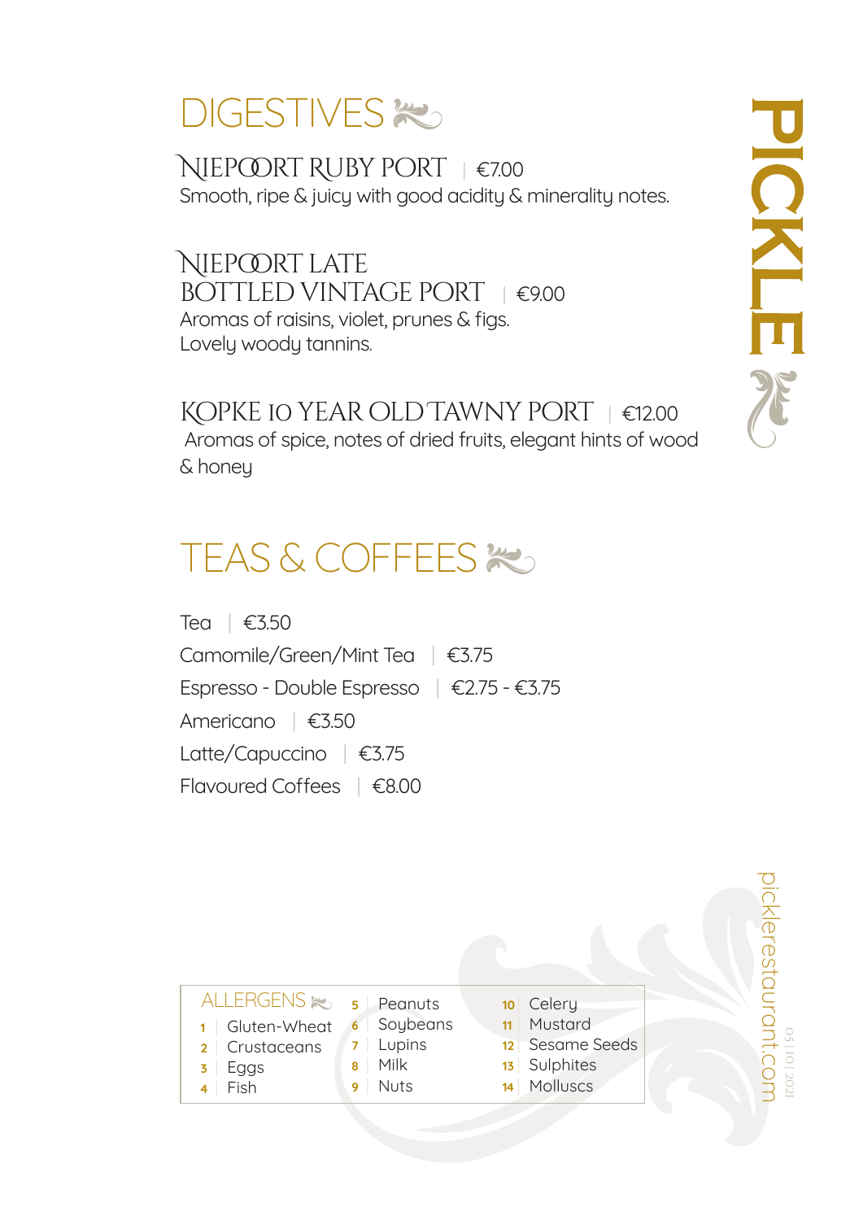## DIGESTIVES

### NIEPOORT RUBY PORT | €7.00

Smooth, ripe & juicy with good acidity & minerality notes.

### NIEPOORT LATE BOTTLED VINTAGE PORT | €9.00

Aromas of raisins, violet, prunes & figs.
Lovely woody tannins.

### KOPKE 10 YEAR OLD TAWNY PORT | €12.00

Aromas of spice, notes of dried fruits, elegant hints of wood & honey

## TEAS & COFFEES

Tea | €3.50

Camomile/Green/Mint Tea | €3.75

Espresso - Double Espresso | €2.75 - €3.75

Americano | €3.50

Latte/Capuccino | €3.75

Flavoured Coffees | €8.00

# PICKLE

### ALLERGENS

| | | | | | |
|---|---|---|---|---|---|
| 1 | Gluten-Wheat | 5 | Peanuts | 10 | Celery |
| 2 | Crustaceans | 6 | Soybeans | 11 | Mustard |
| 3 | Eggs | 7 | Lupins | 12 | Sesame Seeds |
| 4 | Fish | 8 | Milk | 13 | Sulphites |
| | | 9 | Nuts | 14 | Molluscs |

picklerestaurant.com

05 | 10 | 2021